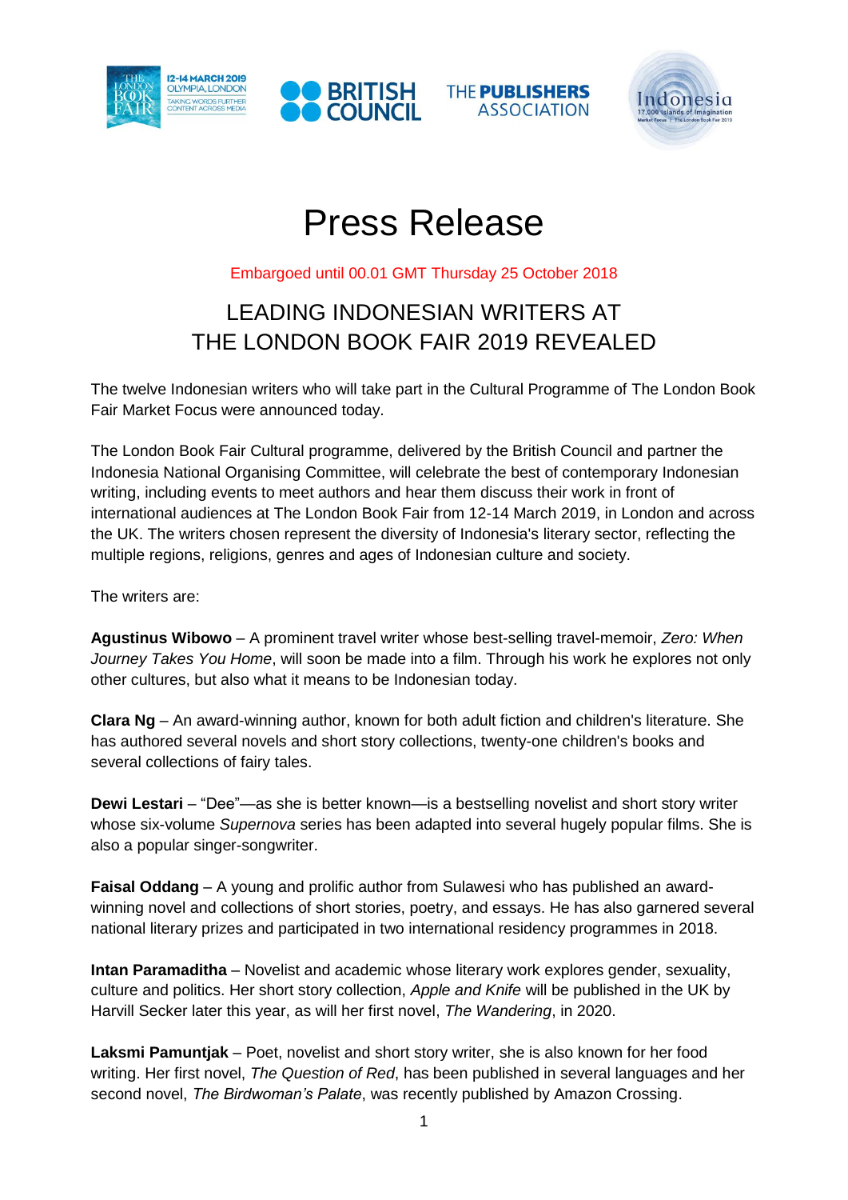# Press Release

Embargoed until 00.01 GMT Thursday 25 October 2018

## LEADING INDONESIAN WRITERS AT THE LONDON BOOK FAIR 2019 REVEALED

The twelve Indonesian writers who will take part in the Cultural Programme of The London Book Fair Market Focus were announced today.

The London Book Fair Cultural programme, delivered by the British Council and partner the Indonesia National Organising Committee, will celebrate the best of contemporary Indonesian writing, including events to meet authors and hear them discuss their work in front of international audiences at The London Book Fair from 12-14 March 2019, in London and across the UK. The writers chosen represent the diversity of Indonesia's literary sector, reflecting the multiple regions, religions, genres and ages of Indonesian culture and society.

The writers are:

**Agustinus Wibowo** – A prominent travel writer whose best-selling travel-memoir, *Zero: When Journey Takes You Home*, will soon be made into a film. Through his work he explores not only other cultures, but also what it means to be Indonesian today.

**Clara Ng** – An award-winning author, known for both adult fiction and children's literature. She has authored several novels and short story collections, twenty-one children's books and several collections of fairy tales.

**Dewi Lestari** – "Dee"—as she is better known—is a bestselling novelist and short story writer whose six-volume *Supernova* series has been adapted into several hugely popular films. She is also a popular singer-songwriter.

**Faisal Oddang** – A young and prolific author from Sulawesi who has published an award-winning novel and collections of short stories, poetry, and essays. He has also garnered several national literary prizes and participated in two international residency programmes in 2018.

**Intan Paramaditha** – Novelist and academic whose literary work explores gender, sexuality, culture and politics. Her short story collection, *Apple and Knife* will be published in the UK by Harvill Secker later this year, as will her first novel, *The Wandering*, in 2020.

**Laksmi Pamuntjak** – Poet, novelist and short story writer, she is also known for her food writing. Her first novel, *The Question of Red*, has been published in several languages and her second novel, *The Birdwoman's Palate*, was recently published by Amazon Crossing.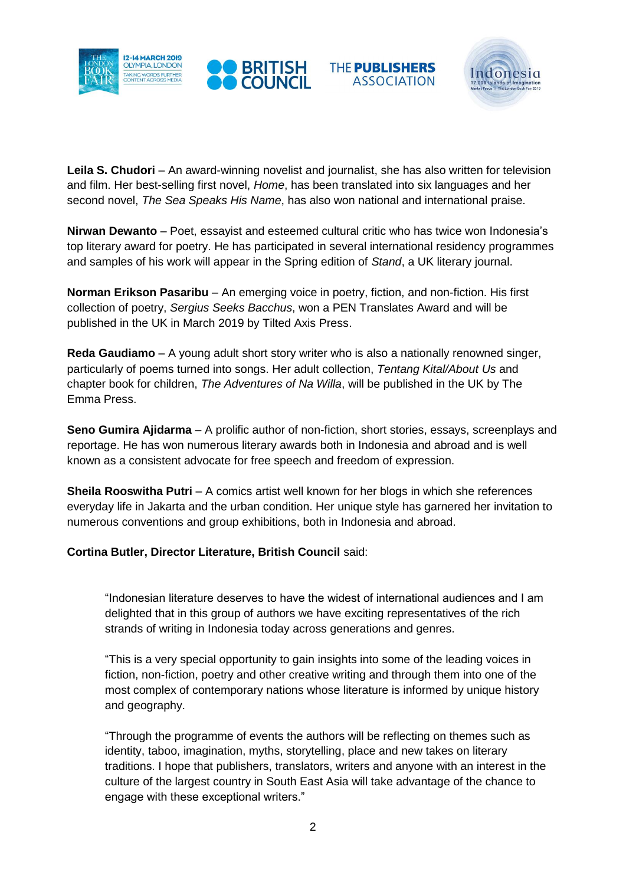**Leila S. Chudori** – An award-winning novelist and journalist, she has also written for television and film. Her best-selling first novel, *Home*, has been translated into six languages and her second novel, *The Sea Speaks His Name*, has also won national and international praise.

**Nirwan Dewanto** – Poet, essayist and esteemed cultural critic who has twice won Indonesia's top literary award for poetry. He has participated in several international residency programmes and samples of his work will appear in the Spring edition of *Stand*, a UK literary journal.

**Norman Erikson Pasaribu** – An emerging voice in poetry, fiction, and non-fiction. His first collection of poetry, *Sergius Seeks Bacchus*, won a PEN Translates Award and will be published in the UK in March 2019 by Tilted Axis Press.

**Reda Gaudiamo** – A young adult short story writer who is also a nationally renowned singer, particularly of poems turned into songs. Her adult collection, *Tentang Kital/About Us* and chapter book for children, *The Adventures of Na Willa*, will be published in the UK by The Emma Press.

**Seno Gumira Ajidarma** – A prolific author of non-fiction, short stories, essays, screenplays and reportage. He has won numerous literary awards both in Indonesia and abroad and is well known as a consistent advocate for free speech and freedom of expression.

**Sheila Rooswitha Putri** – A comics artist well known for her blogs in which she references everyday life in Jakarta and the urban condition. Her unique style has garnered her invitation to numerous conventions and group exhibitions, both in Indonesia and abroad.

**Cortina Butler, Director Literature, British Council** said:

> "Indonesian literature deserves to have the widest of international audiences and I am delighted that in this group of authors we have exciting representatives of the rich strands of writing in Indonesia today across generations and genres.
>
> "This is a very special opportunity to gain insights into some of the leading voices in fiction, non-fiction, poetry and other creative writing and through them into one of the most complex of contemporary nations whose literature is informed by unique history and geography.
>
> "Through the programme of events the authors will be reflecting on themes such as identity, taboo, imagination, myths, storytelling, place and new takes on literary traditions. I hope that publishers, translators, writers and anyone with an interest in the culture of the largest country in South East Asia will take advantage of the chance to engage with these exceptional writers."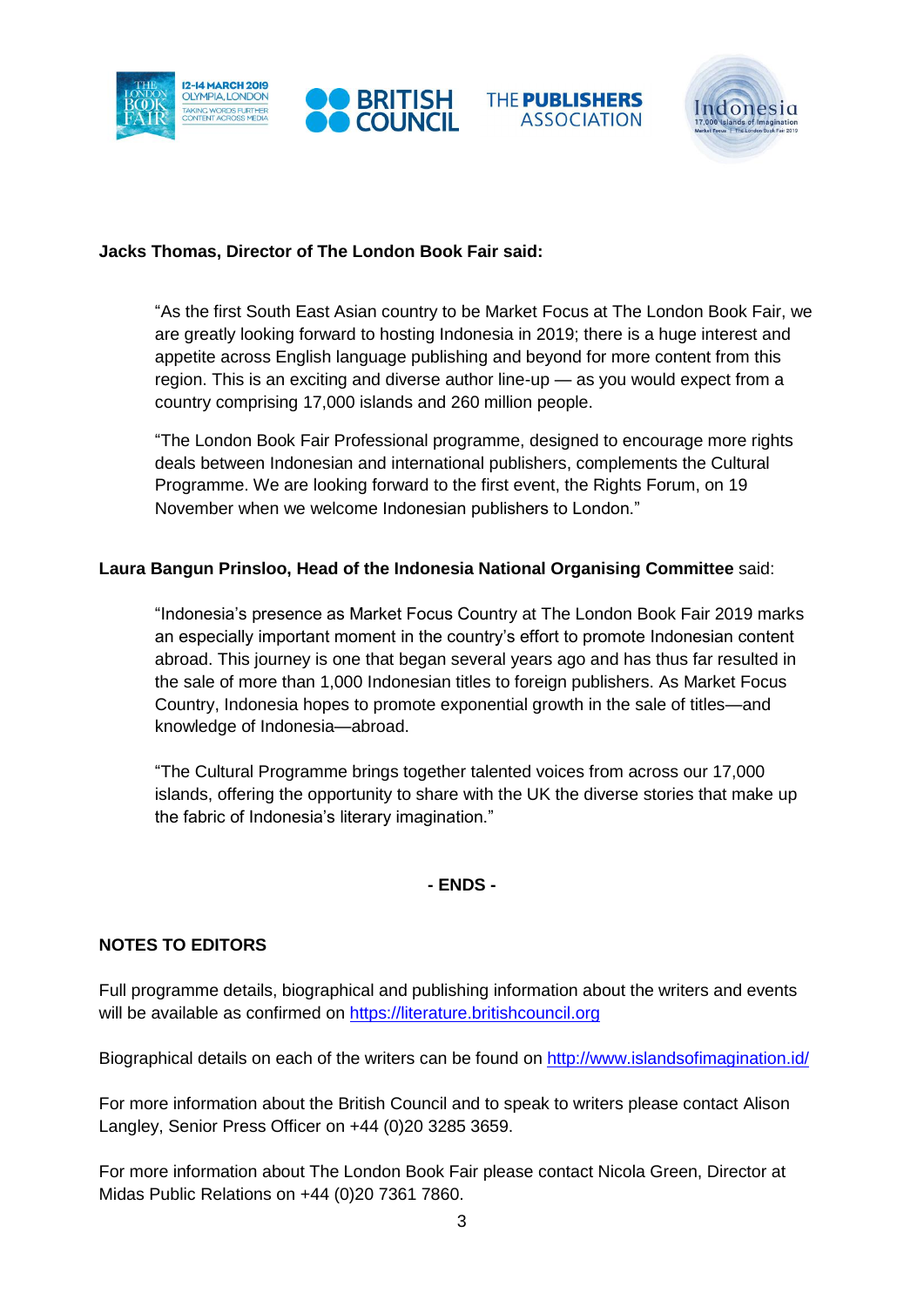**Jacks Thomas, Director of The London Book Fair said:**

> "As the first South East Asian country to be Market Focus at The London Book Fair, we are greatly looking forward to hosting Indonesia in 2019; there is a huge interest and appetite across English language publishing and beyond for more content from this region. This is an exciting and diverse author line-up — as you would expect from a country comprising 17,000 islands and 260 million people.
>
> "The London Book Fair Professional programme, designed to encourage more rights deals between Indonesian and international publishers, complements the Cultural Programme. We are looking forward to the first event, the Rights Forum, on 19 November when we welcome Indonesian publishers to London."

**Laura Bangun Prinsloo, Head of the Indonesia National Organising Committee** said:

> "Indonesia's presence as Market Focus Country at The London Book Fair 2019 marks an especially important moment in the country's effort to promote Indonesian content abroad. This journey is one that began several years ago and has thus far resulted in the sale of more than 1,000 Indonesian titles to foreign publishers. As Market Focus Country, Indonesia hopes to promote exponential growth in the sale of titles—and knowledge of Indonesia—abroad.
>
> "The Cultural Programme brings together talented voices from across our 17,000 islands, offering the opportunity to share with the UK the diverse stories that make up the fabric of Indonesia's literary imagination."

**- ENDS -**

**NOTES TO EDITORS**

Full programme details, biographical and publishing information about the writers and events will be available as confirmed on [https://literature.britishcouncil.org](https://literature.britishcouncil.org)

Biographical details on each of the writers can be found on [http://www.islandsofimagination.id/](http://www.islandsofimagination.id/)

For more information about the British Council and to speak to writers please contact Alison Langley, Senior Press Officer on +44 (0)20 3285 3659.

For more information about The London Book Fair please contact Nicola Green, Director at Midas Public Relations on +44 (0)20 7361 7860.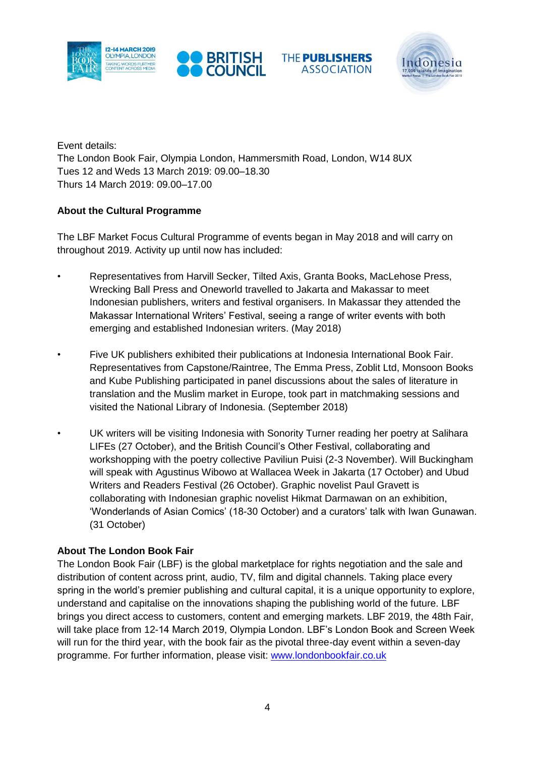Event details:
The London Book Fair, Olympia London, Hammersmith Road, London, W14 8UX
Tues 12 and Weds 13 March 2019: 09.00–18.30
Thurs 14 March 2019: 09.00–17.00

**About the Cultural Programme**

The LBF Market Focus Cultural Programme of events began in May 2018 and will carry on throughout 2019. Activity up until now has included:

- Representatives from Harvill Secker, Tilted Axis, Granta Books, MacLehose Press, Wrecking Ball Press and Oneworld travelled to Jakarta and Makassar to meet Indonesian publishers, writers and festival organisers. In Makassar they attended the Makassar International Writers' Festival, seeing a range of writer events with both emerging and established Indonesian writers. (May 2018)

- Five UK publishers exhibited their publications at Indonesia International Book Fair. Representatives from Capstone/Raintree, The Emma Press, Zoblit Ltd, Monsoon Books and Kube Publishing participated in panel discussions about the sales of literature in translation and the Muslim market in Europe, took part in matchmaking sessions and visited the National Library of Indonesia. (September 2018)

- UK writers will be visiting Indonesia with Sonority Turner reading her poetry at Salihara LIFEs (27 October), and the British Council's Other Festival, collaborating and workshopping with the poetry collective Paviliun Puisi (2-3 November). Will Buckingham will speak with Agustinus Wibowo at Wallacea Week in Jakarta (17 October) and Ubud Writers and Readers Festival (26 October). Graphic novelist Paul Gravett is collaborating with Indonesian graphic novelist Hikmat Darmawan on an exhibition, 'Wonderlands of Asian Comics' (18-30 October) and a curators' talk with Iwan Gunawan. (31 October)

**About The London Book Fair**

The London Book Fair (LBF) is the global marketplace for rights negotiation and the sale and distribution of content across print, audio, TV, film and digital channels. Taking place every spring in the world's premier publishing and cultural capital, it is a unique opportunity to explore, understand and capitalise on the innovations shaping the publishing world of the future. LBF brings you direct access to customers, content and emerging markets. LBF 2019, the 48th Fair, will take place from 12-14 March 2019, Olympia London. LBF's London Book and Screen Week will run for the third year, with the book fair as the pivotal three-day event within a seven-day programme. For further information, please visit: [www.londonbookfair.co.uk](http://www.londonbookfair.co.uk)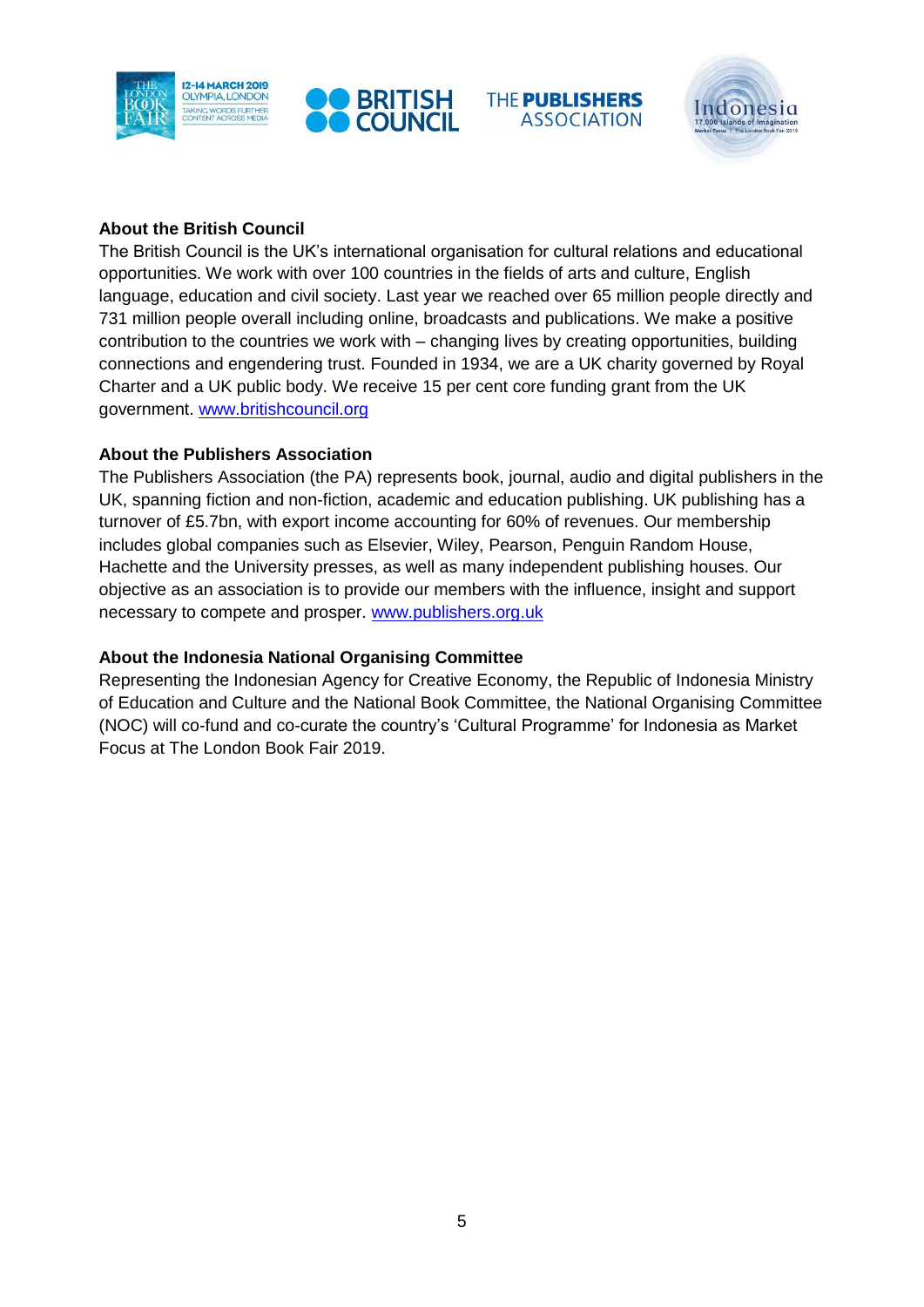**About the British Council**

The British Council is the UK's international organisation for cultural relations and educational opportunities. We work with over 100 countries in the fields of arts and culture, English language, education and civil society. Last year we reached over 65 million people directly and 731 million people overall including online, broadcasts and publications. We make a positive contribution to the countries we work with – changing lives by creating opportunities, building connections and engendering trust. Founded in 1934, we are a UK charity governed by Royal Charter and a UK public body. We receive 15 per cent core funding grant from the UK government. www.britishcouncil.org

**About the Publishers Association**

The Publishers Association (the PA) represents book, journal, audio and digital publishers in the UK, spanning fiction and non-fiction, academic and education publishing. UK publishing has a turnover of £5.7bn, with export income accounting for 60% of revenues. Our membership includes global companies such as Elsevier, Wiley, Pearson, Penguin Random House, Hachette and the University presses, as well as many independent publishing houses. Our objective as an association is to provide our members with the influence, insight and support necessary to compete and prosper. www.publishers.org.uk

**About the Indonesia National Organising Committee**

Representing the Indonesian Agency for Creative Economy, the Republic of Indonesia Ministry of Education and Culture and the National Book Committee, the National Organising Committee (NOC) will co-fund and co-curate the country's 'Cultural Programme' for Indonesia as Market Focus at The London Book Fair 2019.